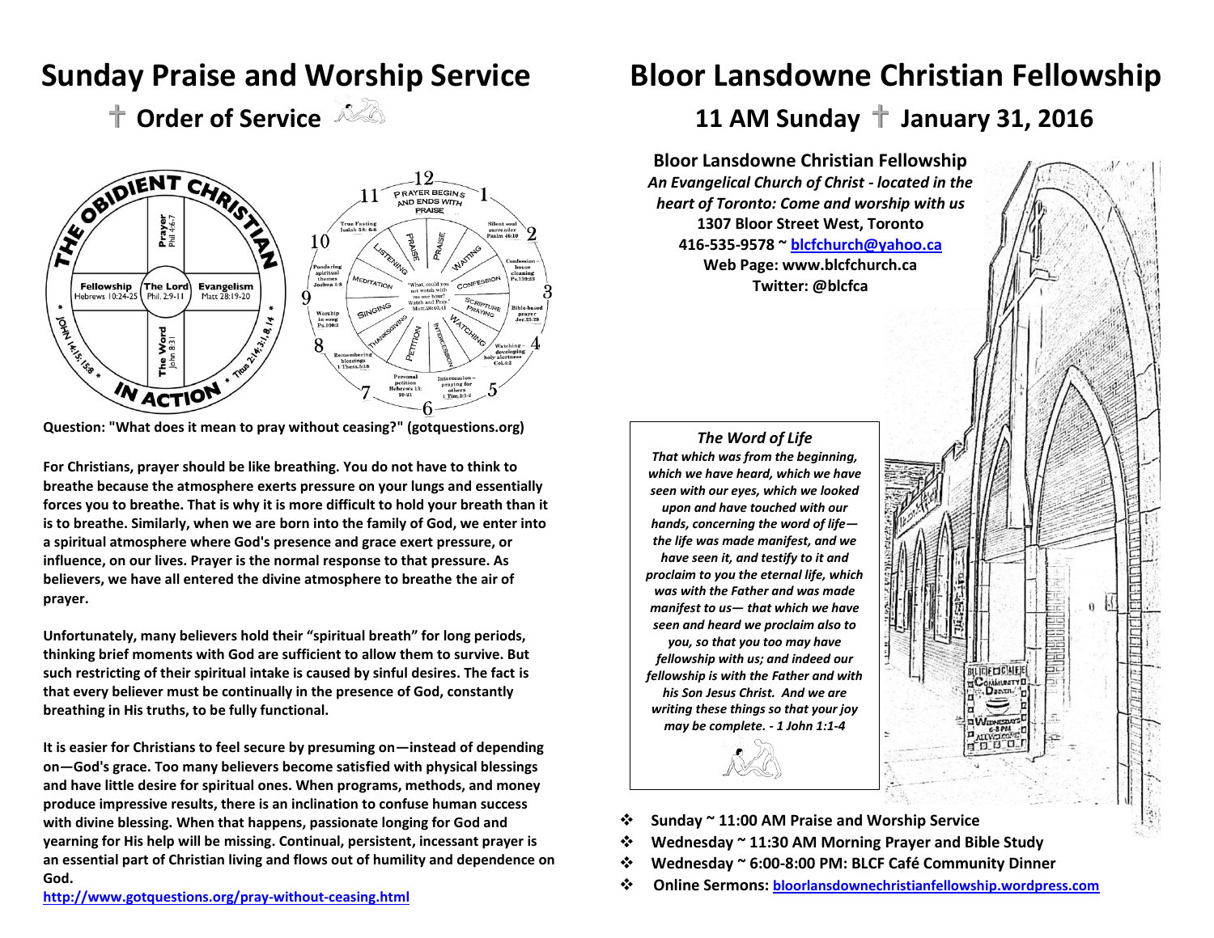# Sunday Praise and Worship Service

## ✝ Order of Service

THE OBIDIENT CHRISTIAN IN ACTION

- Prayer Phil 4:6-7
- Fellowship Hebrews 10:24-25
- The Lord Phil. 2:9-11
- Evangelism Matt 28:19-20
- The Word John 8:31
- * JOHN 14:15; 15:8 *
- * Titus 2:14; 3:1, 8, 14 *

PRAYER BEGINS AND ENDS WITH PRAISE

1. Praise
2. Waiting – Silent soul surrender Psalm 46:10
3. Confession – house cleaning Ps.139:23
4. Scripture Praying – Bible-based prayer Jer.23:29
5. Watching – Watching – developing holy alertness Col.4:2
6. Intercession – Intercession – praying for others 1 Tim.2:1-2
7. Petition – Personal petition Hebrews 13:20-21
8. Thanksgiving – Remembering blessings 1 Thess.5:18
9. Singing – Worship in song Ps.100:2
10. Meditation – Pondering spiritual themes Joshua 1:8
11. Listening – True Fasting Isaiah 58: 6-8
12. Praise

"What, could you not watch with me one hour? Watch and Pray." Matt.26:40,41

**Question: "What does it mean to pray without ceasing?" (gotquestions.org)**

**For Christians, prayer should be like breathing. You do not have to think to breathe because the atmosphere exerts pressure on your lungs and essentially forces you to breathe. That is why it is more difficult to hold your breath than it is to breathe. Similarly, when we are born into the family of God, we enter into a spiritual atmosphere where God's presence and grace exert pressure, or influence, on our lives. Prayer is the normal response to that pressure. As believers, we have all entered the divine atmosphere to breathe the air of prayer.**

**Unfortunately, many believers hold their "spiritual breath" for long periods, thinking brief moments with God are sufficient to allow them to survive. But such restricting of their spiritual intake is caused by sinful desires. The fact is that every believer must be continually in the presence of God, constantly breathing in His truths, to be fully functional.**

**It is easier for Christians to feel secure by presuming on—instead of depending on—God's grace. Too many believers become satisfied with physical blessings and have little desire for spiritual ones. When programs, methods, and money produce impressive results, there is an inclination to confuse human success with divine blessing. When that happens, passionate longing for God and yearning for His help will be missing. Continual, persistent, incessant prayer is an essential part of Christian living and flows out of humility and dependence on God.**

**http://www.gotquestions.org/pray-without-ceasing.html**

# Bloor Lansdowne Christian Fellowship

## 11 AM Sunday ✝ January 31, 2016

**Bloor Lansdowne Christian Fellowship**
***An Evangelical Church of Christ - located in the heart of Toronto: Come and worship with us***
**1307 Bloor Street West, Toronto**
**416-535-9578 ~ blcfchurch@yahoo.ca**
**Web Page: www.blcfchurch.ca**
**Twitter: @blcfca**

*The Word of Life*

***That which was from the beginning, which we have heard, which we have seen with our eyes, which we looked upon and have touched with our hands, concerning the word of life— the life was made manifest, and we have seen it, and testify to it and proclaim to you the eternal life, which was with the Father and was made manifest to us— that which we have seen and heard we proclaim also to you, so that you too may have fellowship with us; and indeed our fellowship is with the Father and with his Son Jesus Christ. And we are writing these things so that your joy may be complete. - 1 John 1:1-4***

- **Sunday ~ 11:00 AM Praise and Worship Service**
- **Wednesday ~ 11:30 AM Morning Prayer and Bible Study**
- **Wednesday ~ 6:00-8:00 PM: BLCF Café Community Dinner**
- **Online Sermons: bloorlansdownechristianfellowship.wordpress.com**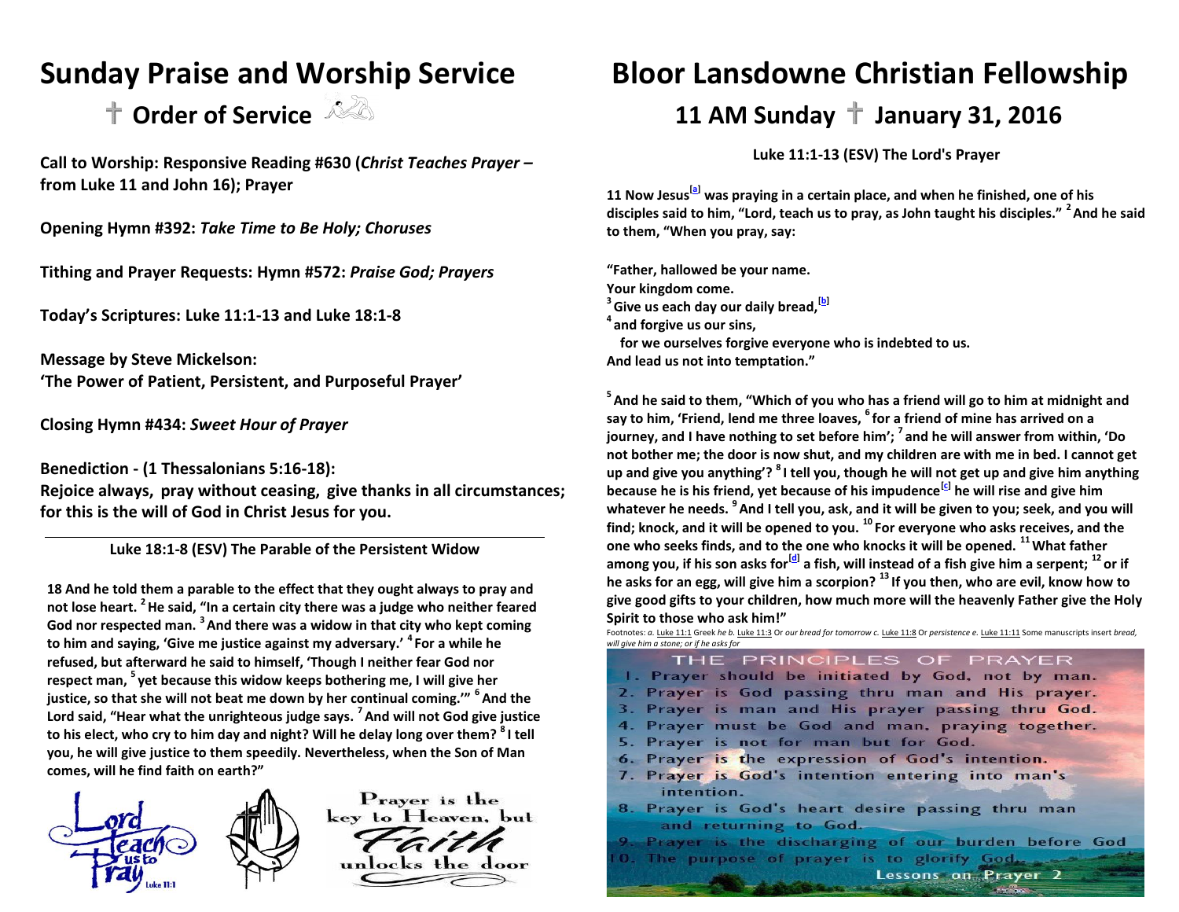# Sunday Praise and Worship Service

## Order of Service

**Call to Worship: Responsive Reading #630 (*Christ Teaches Prayer – from Luke 11 and John 16*); Prayer**

**Opening Hymn #392: *Take Time to Be Holy; Choruses***

**Tithing and Prayer Requests: Hymn #572: *Praise God; Prayers***

**Today's Scriptures: Luke 11:1-13 and Luke 18:1-8**

**Message by Steve Mickelson:**
**'The Power of Patient, Persistent, and Purposeful Prayer'**

**Closing Hymn #434: *Sweet Hour of Prayer***

**Benediction - (1 Thessalonians 5:16-18):**
**Rejoice always, pray without ceasing, give thanks in all circumstances; for this is the will of God in Christ Jesus for you.**

---

### Luke 18:1-8 (ESV) The Parable of the Persistent Widow

**18 And he told them a parable to the effect that they ought always to pray and not lose heart. [2] He said, "In a certain city there was a judge who neither feared God nor respected man. [3] And there was a widow in that city who kept coming to him and saying, 'Give me justice against my adversary.' [4] For a while he refused, but afterward he said to himself, 'Though I neither fear God nor respect man, [5] yet because this widow keeps bothering me, I will give her justice, so that she will not beat me down by her continual coming.'" [6] And the Lord said, "Hear what the unrighteous judge says. [7] And will not God give justice to his elect, who cry to him day and night? Will he delay long over them? [8] I tell you, he will give justice to them speedily. Nevertheless, when the Son of Man comes, will he find faith on earth?"**

Lord teach us to Pray Luke 11:1

Prayer is the key to Heaven, but Faith unlocks the door

# Bloor Lansdowne Christian Fellowship

## 11 AM Sunday January 31, 2016

### Luke 11:1-13 (ESV) The Lord's Prayer

**11 Now Jesus[a] was praying in a certain place, and when he finished, one of his disciples said to him, "Lord, teach us to pray, as John taught his disciples." [2] And he said to them, "When you pray, say:**

**"Father, hallowed be your name.**
**Your kingdom come.**
**[3] Give us each day our daily bread,[b]**
**[4] and forgive us our sins,**
**for we ourselves forgive everyone who is indebted to us.**
**And lead us not into temptation."**

**[5] And he said to them, "Which of you who has a friend will go to him at midnight and say to him, 'Friend, lend me three loaves, [6] for a friend of mine has arrived on a journey, and I have nothing to set before him'; [7] and he will answer from within, 'Do not bother me; the door is now shut, and my children are with me in bed. I cannot get up and give you anything'? [8] I tell you, though he will not get up and give him anything because he is his friend, yet because of his impudence[c] he will rise and give him whatever he needs. [9] And I tell you, ask, and it will be given to you; seek, and you will find; knock, and it will be opened to you. [10] For everyone who asks receives, and the one who seeks finds, and to the one who knocks it will be opened. [11] What father among you, if his son asks for[d] a fish, will instead of a fish give him a serpent; [12] or if he asks for an egg, will give him a scorpion? [13] If you then, who are evil, know how to give good gifts to your children, how much more will the heavenly Father give the Holy Spirit to those who ask him!"**

Footnotes: *a.* Luke 11:1 Greek *he b.* Luke 11:3 Or *our bread for tomorrow c.* Luke 11:8 Or *persistence e.* Luke 11:11 Some manuscripts insert *bread, will give him a stone; or if he asks for*

THE PRINCIPLES OF PRAYER

1. Prayer should be initiated by God, not by man.
2. Prayer is God passing thru man and His prayer.
3. Prayer is man and His prayer passing thru God.
4. Prayer must be God and man, praying together.
5. Prayer is not for man but for God.
6. Prayer is the expression of God's intention.
7. Prayer is God's intention entering into man's intention.
8. Prayer is God's heart desire passing thru man and returning to God.
9. Prayer is the discharging of our burden before God
10. The purpose of prayer is to glorify God.

Lessons on Prayer 2